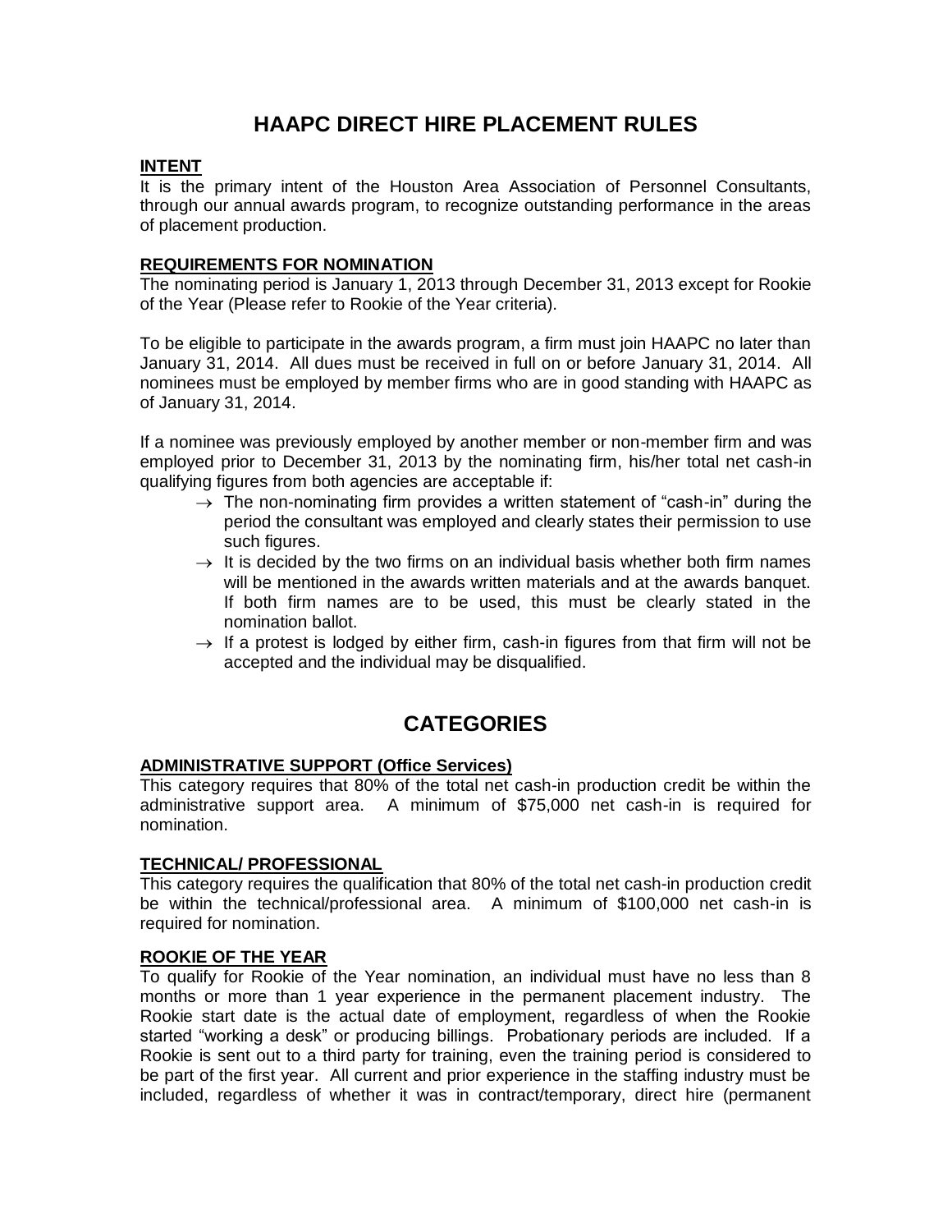# HAAPC DIRECT HIRE PLACEMENT RULES

**INTENT**

It is the primary intent of the Houston Area Association of Personnel Consultants, through our annual awards program, to recognize outstanding performance in the areas of placement production.

**REQUIREMENTS FOR NOMINATION**

The nominating period is January 1, 2013 through December 31, 2013 except for Rookie of the Year (Please refer to Rookie of the Year criteria).

To be eligible to participate in the awards program, a firm must join HAAPC no later than January 31, 2014. All dues must be received in full on or before January 31, 2014. All nominees must be employed by member firms who are in good standing with HAAPC as of January 31, 2014.

If a nominee was previously employed by another member or non-member firm and was employed prior to December 31, 2013 by the nominating firm, his/her total net cash-in qualifying figures from both agencies are acceptable if:

- → The non-nominating firm provides a written statement of "cash-in" during the period the consultant was employed and clearly states their permission to use such figures.
- → It is decided by the two firms on an individual basis whether both firm names will be mentioned in the awards written materials and at the awards banquet. If both firm names are to be used, this must be clearly stated in the nomination ballot.
- → If a protest is lodged by either firm, cash-in figures from that firm will not be accepted and the individual may be disqualified.

## CATEGORIES

**ADMINISTRATIVE SUPPORT (Office Services)**

This category requires that 80% of the total net cash-in production credit be within the administrative support area. A minimum of $75,000 net cash-in is required for nomination.

**TECHNICAL/ PROFESSIONAL**

This category requires the qualification that 80% of the total net cash-in production credit be within the technical/professional area. A minimum of $100,000 net cash-in is required for nomination.

**ROOKIE OF THE YEAR**

To qualify for Rookie of the Year nomination, an individual must have no less than 8 months or more than 1 year experience in the permanent placement industry. The Rookie start date is the actual date of employment, regardless of when the Rookie started "working a desk" or producing billings. Probationary periods are included. If a Rookie is sent out to a third party for training, even the training period is considered to be part of the first year. All current and prior experience in the staffing industry must be included, regardless of whether it was in contract/temporary, direct hire (permanent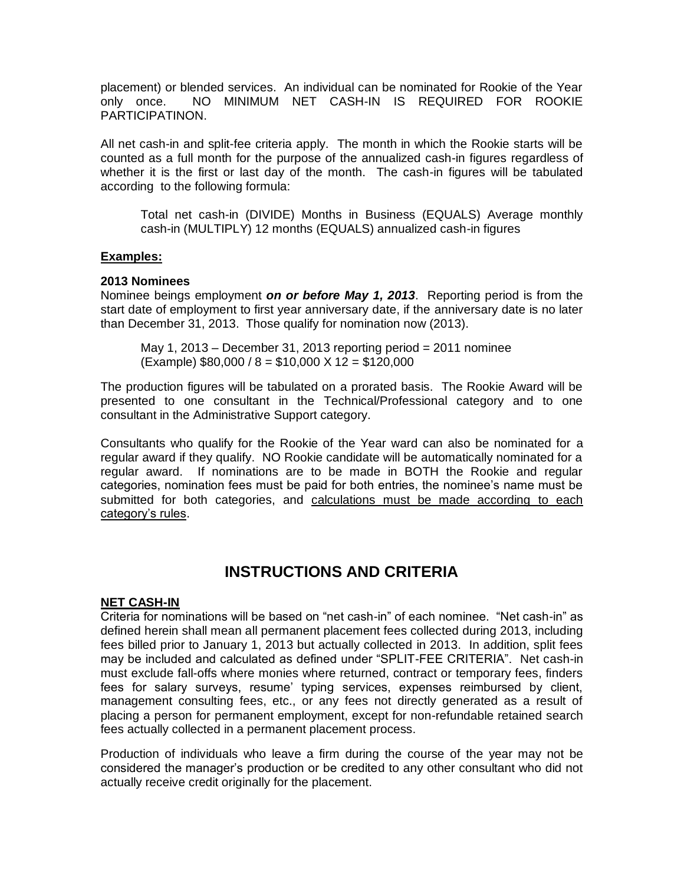placement) or blended services. An individual can be nominated for Rookie of the Year only once. NO MINIMUM NET CASH-IN IS REQUIRED FOR ROOKIE PARTICIPATINON.

All net cash-in and split-fee criteria apply. The month in which the Rookie starts will be counted as a full month for the purpose of the annualized cash-in figures regardless of whether it is the first or last day of the month. The cash-in figures will be tabulated according to the following formula:

> Total net cash-in (DIVIDE) Months in Business (EQUALS) Average monthly cash-in (MULTIPLY) 12 months (EQUALS) annualized cash-in figures

**<u>Examples:</u>**

**2013 Nominees**

Nominee beings employment ***on or before May 1, 2013***. Reporting period is from the start date of employment to first year anniversary date, if the anniversary date is no later than December 31, 2013. Those qualify for nomination now (2013).

> May 1, 2013 – December 31, 2013 reporting period = 2011 nominee
> (Example) $80,000 / 8 = $10,000 X 12 = $120,000

The production figures will be tabulated on a prorated basis. The Rookie Award will be presented to one consultant in the Technical/Professional category and to one consultant in the Administrative Support category.

Consultants who qualify for the Rookie of the Year ward can also be nominated for a regular award if they qualify. NO Rookie candidate will be automatically nominated for a regular award. If nominations are to be made in BOTH the Rookie and regular categories, nomination fees must be paid for both entries, the nominee's name must be submitted for both categories, and <u>calculations must be made according to each category's rules</u>.

## INSTRUCTIONS AND CRITERIA

**<u>NET CASH-IN</u>**

Criteria for nominations will be based on "net cash-in" of each nominee. "Net cash-in" as defined herein shall mean all permanent placement fees collected during 2013, including fees billed prior to January 1, 2013 but actually collected in 2013. In addition, split fees may be included and calculated as defined under "SPLIT-FEE CRITERIA". Net cash-in must exclude fall-offs where monies where returned, contract or temporary fees, finders fees for salary surveys, resume' typing services, expenses reimbursed by client, management consulting fees, etc., or any fees not directly generated as a result of placing a person for permanent employment, except for non-refundable retained search fees actually collected in a permanent placement process.

Production of individuals who leave a firm during the course of the year may not be considered the manager's production or be credited to any other consultant who did not actually receive credit originally for the placement.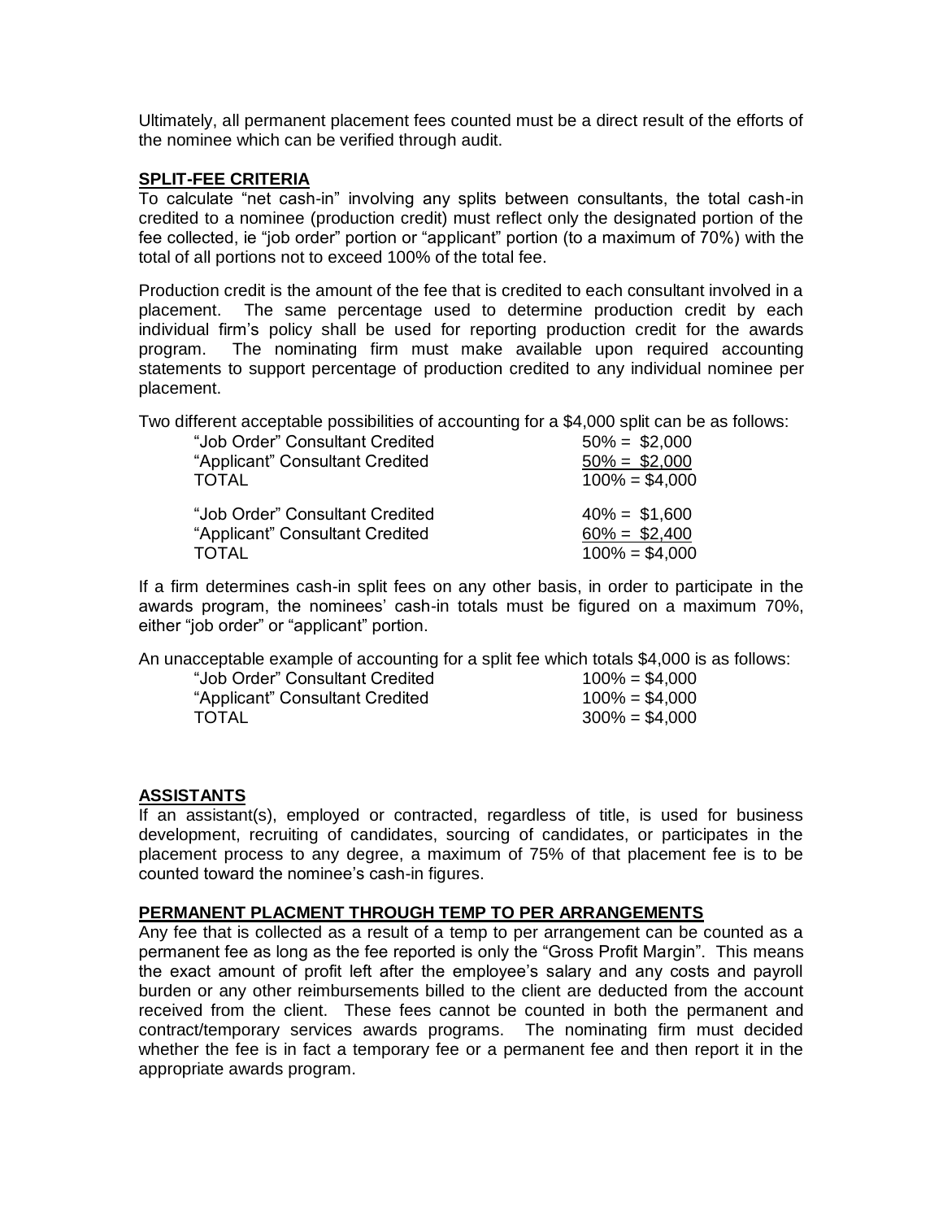Ultimately, all permanent placement fees counted must be a direct result of the efforts of the nominee which can be verified through audit.

## SPLIT-FEE CRITERIA

To calculate "net cash-in" involving any splits between consultants, the total cash-in credited to a nominee (production credit) must reflect only the designated portion of the fee collected, ie "job order" portion or "applicant" portion (to a maximum of 70%) with the total of all portions not to exceed 100% of the total fee.

Production credit is the amount of the fee that is credited to each consultant involved in a placement. The same percentage used to determine production credit by each individual firm's policy shall be used for reporting production credit for the awards program. The nominating firm must make available upon required accounting statements to support percentage of production credited to any individual nominee per placement.

Two different acceptable possibilities of accounting for a $4,000 split can be as follows:

| | |
|---|---|
| "Job Order" Consultant Credited | 50% = $2,000 |
| "Applicant" Consultant Credited | 50% = $2,000 |
| TOTAL | 100% = $4,000 |

| | |
|---|---|
| "Job Order" Consultant Credited | 40% = $1,600 |
| "Applicant" Consultant Credited | 60% = $2,400 |
| TOTAL | 100% = $4,000 |

If a firm determines cash-in split fees on any other basis, in order to participate in the awards program, the nominees' cash-in totals must be figured on a maximum 70%, either "job order" or "applicant" portion.

An unacceptable example of accounting for a split fee which totals $4,000 is as follows:

| | |
|---|---|
| "Job Order" Consultant Credited | 100% = $4,000 |
| "Applicant" Consultant Credited | 100% = $4,000 |
| TOTAL | 300% = $4,000 |

## ASSISTANTS

If an assistant(s), employed or contracted, regardless of title, is used for business development, recruiting of candidates, sourcing of candidates, or participates in the placement process to any degree, a maximum of 75% of that placement fee is to be counted toward the nominee's cash-in figures.

## PERMANENT PLACMENT THROUGH TEMP TO PER ARRANGEMENTS

Any fee that is collected as a result of a temp to per arrangement can be counted as a permanent fee as long as the fee reported is only the "Gross Profit Margin". This means the exact amount of profit left after the employee's salary and any costs and payroll burden or any other reimbursements billed to the client are deducted from the account received from the client. These fees cannot be counted in both the permanent and contract/temporary services awards programs. The nominating firm must decided whether the fee is in fact a temporary fee or a permanent fee and then report it in the appropriate awards program.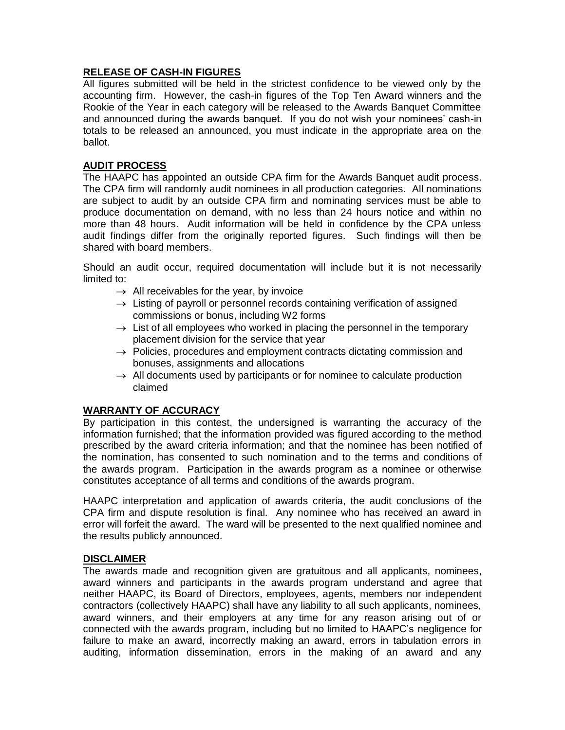**RELEASE OF CASH-IN FIGURES**

All figures submitted will be held in the strictest confidence to be viewed only by the accounting firm. However, the cash-in figures of the Top Ten Award winners and the Rookie of the Year in each category will be released to the Awards Banquet Committee and announced during the awards banquet. If you do not wish your nominees' cash-in totals to be released an announced, you must indicate in the appropriate area on the ballot.

**AUDIT PROCESS**

The HAAPC has appointed an outside CPA firm for the Awards Banquet audit process. The CPA firm will randomly audit nominees in all production categories. All nominations are subject to audit by an outside CPA firm and nominating services must be able to produce documentation on demand, with no less than 24 hours notice and within no more than 48 hours. Audit information will be held in confidence by the CPA unless audit findings differ from the originally reported figures. Such findings will then be shared with board members.

Should an audit occur, required documentation will include but it is not necessarily limited to:

- → All receivables for the year, by invoice
- → Listing of payroll or personnel records containing verification of assigned commissions or bonus, including W2 forms
- → List of all employees who worked in placing the personnel in the temporary placement division for the service that year
- → Policies, procedures and employment contracts dictating commission and bonuses, assignments and allocations
- → All documents used by participants or for nominee to calculate production claimed

**WARRANTY OF ACCURACY**

By participation in this contest, the undersigned is warranting the accuracy of the information furnished; that the information provided was figured according to the method prescribed by the award criteria information; and that the nominee has been notified of the nomination, has consented to such nomination and to the terms and conditions of the awards program. Participation in the awards program as a nominee or otherwise constitutes acceptance of all terms and conditions of the awards program.

HAAPC interpretation and application of awards criteria, the audit conclusions of the CPA firm and dispute resolution is final. Any nominee who has received an award in error will forfeit the award. The ward will be presented to the next qualified nominee and the results publicly announced.

**DISCLAIMER**

The awards made and recognition given are gratuitous and all applicants, nominees, award winners and participants in the awards program understand and agree that neither HAAPC, its Board of Directors, employees, agents, members nor independent contractors (collectively HAAPC) shall have any liability to all such applicants, nominees, award winners, and their employers at any time for any reason arising out of or connected with the awards program, including but no limited to HAAPC's negligence for failure to make an award, incorrectly making an award, errors in tabulation errors in auditing, information dissemination, errors in the making of an award and any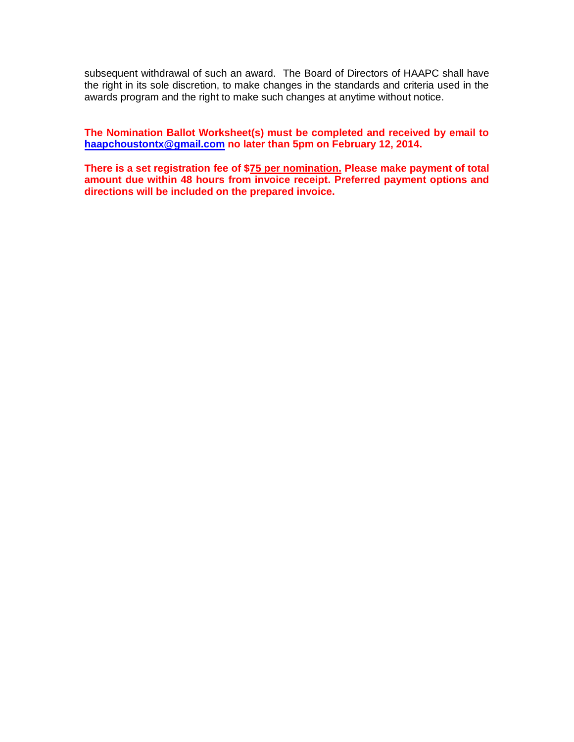subsequent withdrawal of such an award. The Board of Directors of HAAPC shall have the right in its sole discretion, to make changes in the standards and criteria used in the awards program and the right to make such changes at anytime without notice.

**The Nomination Ballot Worksheet(s) must be completed and received by email to haapchoustontx@gmail.com no later than 5pm on February 12, 2014.**

**There is a set registration fee of $75 per nomination. Please make payment of total amount due within 48 hours from invoice receipt. Preferred payment options and directions will be included on the prepared invoice.**